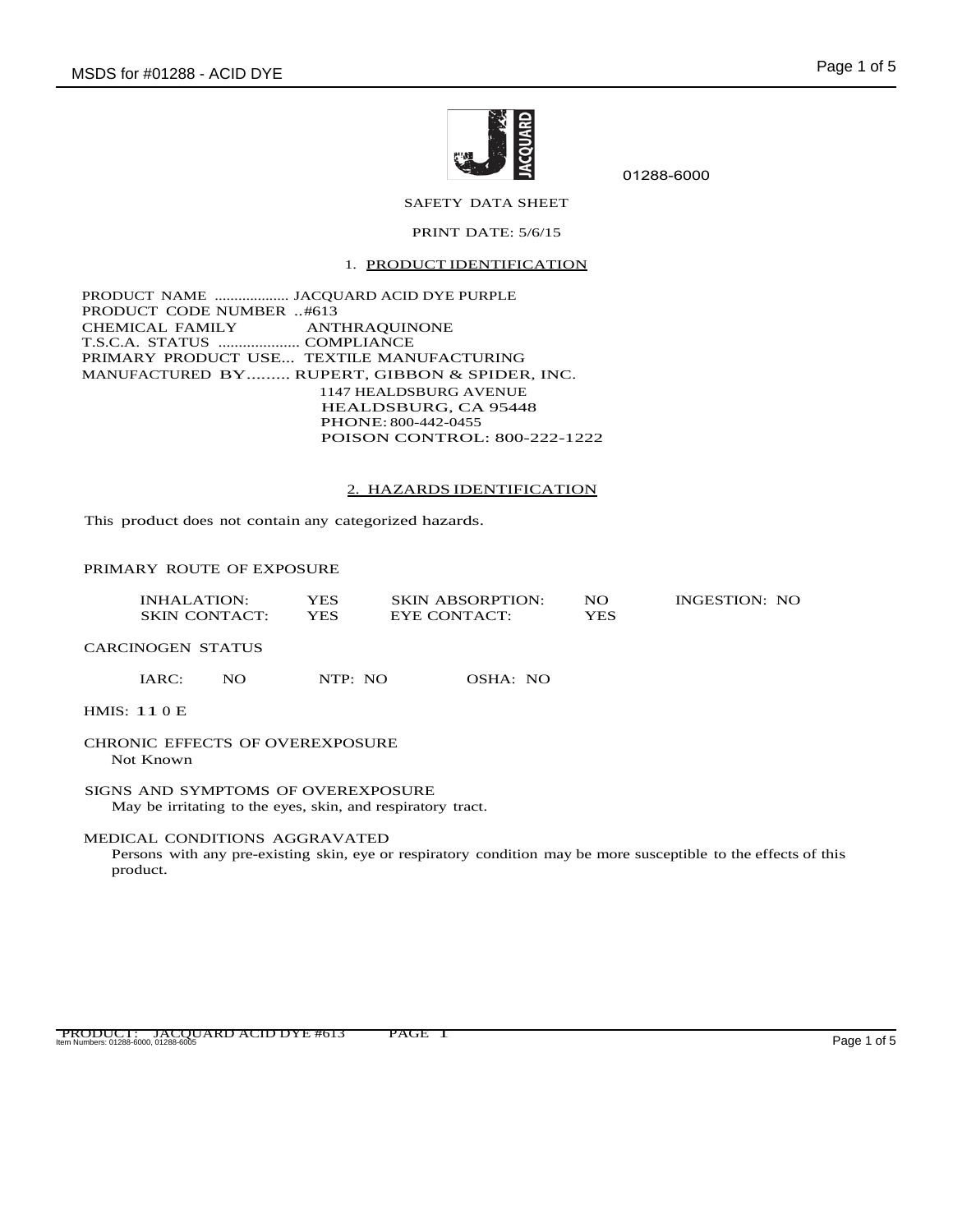01288-6000

SAFETY DATA SHEET

PRINT DATE: 5/6/15

## 1. PRODUCT IDENTIFICATION

PRODUCT NAME .................. JACQUARD ACID DYE PURPLE
PRODUCT CODE NUMBER ..#613
CHEMICAL FAMILY ANTHRAQUINONE
T.S.C.A. STATUS .................... COMPLIANCE
PRIMARY PRODUCT USE... TEXTILE MANUFACTURING
MANUFACTURED BY......... RUPERT, GIBBON & SPIDER, INC.
1147 HEALDSBURG AVENUE
HEALDSBURG, CA 95448
PHONE: 800-442-0455
POISON CONTROL: 800-222-1222

## 2. HAZARDS IDENTIFICATION

This product does not contain any categorized hazards.

PRIMARY ROUTE OF EXPOSURE

| | | | | | |
|---|---|---|---|---|---|
| INHALATION: | YES | SKIN ABSORPTION: | NO | INGESTION: | NO |
| SKIN CONTACT: | YES | EYE CONTACT: | YES | | |

CARCINOGEN STATUS

IARC: NO NTP: NO OSHA: NO

HMIS: 1 1 0 E

CHRONIC EFFECTS OF OVEREXPOSURE
Not Known

SIGNS AND SYMPTOMS OF OVEREXPOSURE
May be irritating to the eyes, skin, and respiratory tract.

MEDICAL CONDITIONS AGGRAVATED
Persons with any pre-existing skin, eye or respiratory condition may be more susceptible to the effects of this product.

PRODUCT: JACQUARD ACID DYE #613 PAGE 1
Item Numbers: 01288-6000, 01288-6005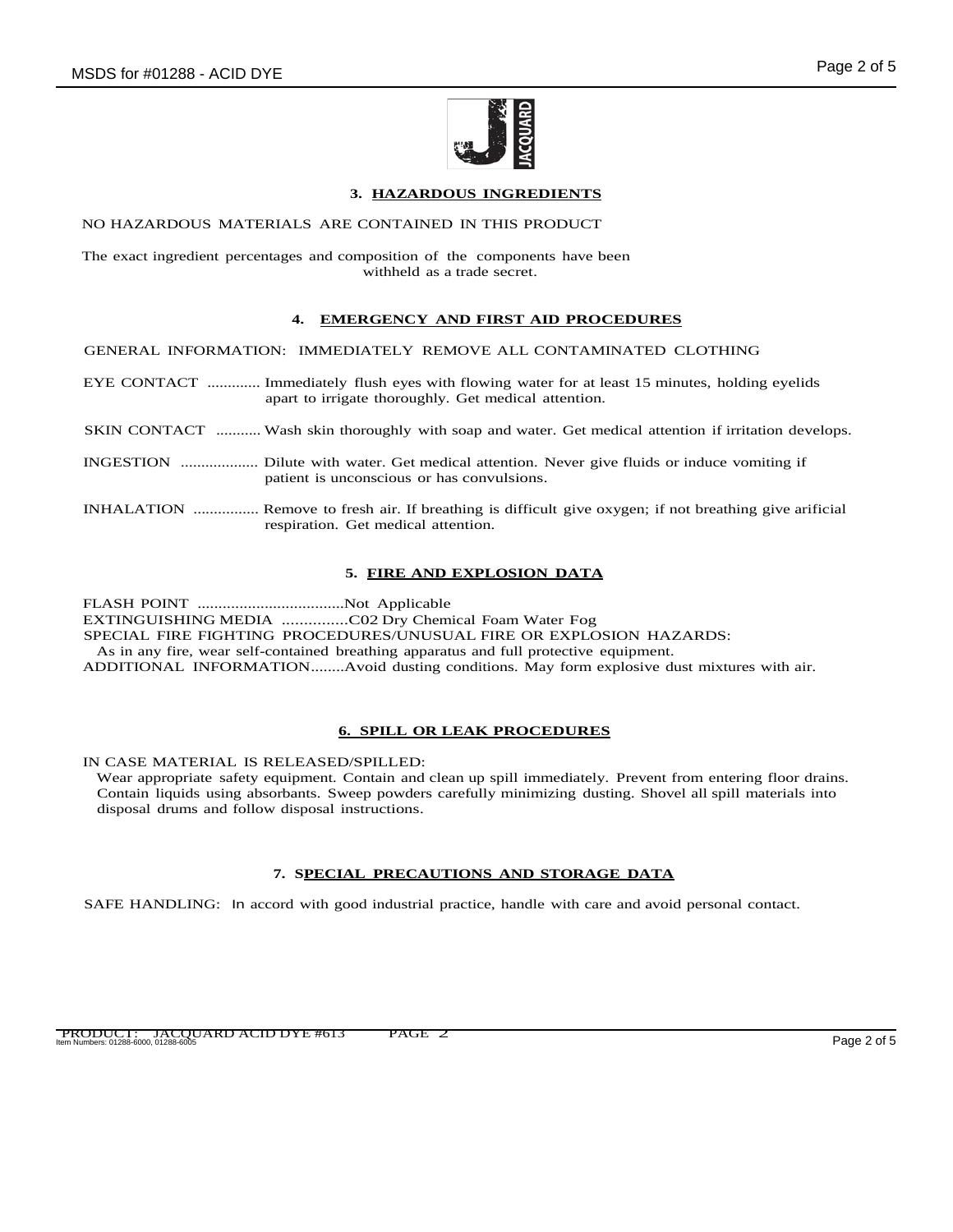## 3. HAZARDOUS INGREDIENTS

NO HAZARDOUS MATERIALS ARE CONTAINED IN THIS PRODUCT

The exact ingredient percentages and composition of the components have been withheld as a trade secret.

## 4. EMERGENCY AND FIRST AID PROCEDURES

GENERAL INFORMATION: IMMEDIATELY REMOVE ALL CONTAMINATED CLOTHING

EYE CONTACT ............. Immediately flush eyes with flowing water for at least 15 minutes, holding eyelids apart to irrigate thoroughly. Get medical attention.

SKIN CONTACT ........... Wash skin thoroughly with soap and water. Get medical attention if irritation develops.

INGESTION .................. Dilute with water. Get medical attention. Never give fluids or induce vomiting if patient is unconscious or has convulsions.

INHALATION ................ Remove to fresh air. If breathing is difficult give oxygen; if not breathing give arificial respiration. Get medical attention.

## 5. FIRE AND EXPLOSION DATA

FLASH POINT ...................................Not Applicable
EXTINGUISHING MEDIA ...............C02 Dry Chemical Foam Water Fog
SPECIAL FIRE FIGHTING PROCEDURES/UNUSUAL FIRE OR EXPLOSION HAZARDS:
As in any fire, wear self-contained breathing apparatus and full protective equipment.
ADDITIONAL INFORMATION........Avoid dusting conditions. May form explosive dust mixtures with air.

## 6. SPILL OR LEAK PROCEDURES

IN CASE MATERIAL IS RELEASED/SPILLED:
Wear appropriate safety equipment. Contain and clean up spill immediately. Prevent from entering floor drains. Contain liquids using absorbants. Sweep powders carefully minimizing dusting. Shovel all spill materials into disposal drums and follow disposal instructions.

## 7. SPECIAL PRECAUTIONS AND STORAGE DATA

SAFE HANDLING: In accord with good industrial practice, handle with care and avoid personal contact.

PRODUCT: JACQUARD ACID DYE #613 PAGE 2
Item Numbers: 01288-6000, 01288-6005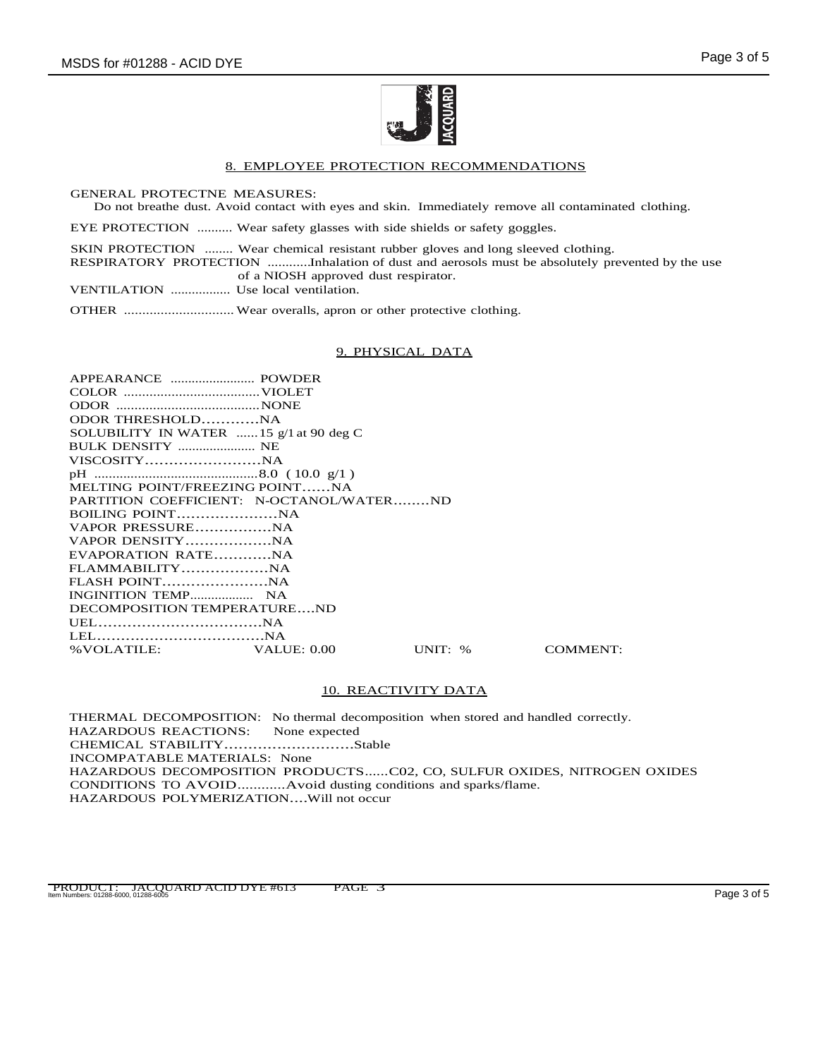## 8. EMPLOYEE PROTECTION RECOMMENDATIONS

GENERAL PROTECTNE MEASURES:
Do not breathe dust. Avoid contact with eyes and skin. Immediately remove all contaminated clothing.

EYE PROTECTION .......... Wear safety glasses with side shields or safety goggles.

SKIN PROTECTION ........ Wear chemical resistant rubber gloves and long sleeved clothing.
RESPIRATORY PROTECTION ............Inhalation of dust and aerosols must be absolutely prevented by the use of a NIOSH approved dust respirator.
VENTILATION ................. Use local ventilation.

OTHER .............................. Wear overalls, apron or other protective clothing.

## 9. PHYSICAL DATA

APPEARANCE ........................ POWDER
COLOR ......................................VIOLET
ODOR .......................................NONE
ODOR THRESHOLD............NA
SOLUBILITY IN WATER ......15 g/1 at 90 deg C
BULK DENSITY ...................... NE
VISCOSITY........................NA
pH .............................................8.0 ( 10.0 g/1 )
MELTING POINT/FREEZING POINT......NA
PARTITION COEFFICIENT: N-OCTANOL/WATER........ND
BOILING POINT.....................NA
VAPOR PRESSURE................NA
VAPOR DENSITY..................NA
EVAPORATION RATE............NA
FLAMMABILITY..................NA
FLASH POINT......................NA
INGINITION TEMP.................. NA
DECOMPOSITION TEMPERATURE....ND
UEL..................................NA
LEL...................................NA

| %VOLATILE: | VALUE: 0.00 | UNIT: % | COMMENT: |
|---|---|---|---|

## 10. REACTIVITY DATA

THERMAL DECOMPOSITION: No thermal decomposition when stored and handled correctly.
HAZARDOUS REACTIONS: None expected
CHEMICAL STABILITY...........................Stable
INCOMPATABLE MATERIALS: None
HAZARDOUS DECOMPOSITION PRODUCTS......C02, CO, SULFUR OXIDES, NITROGEN OXIDES
CONDITIONS TO AVOID............Avoid dusting conditions and sparks/flame.
HAZARDOUS POLYMERIZATION....Will not occur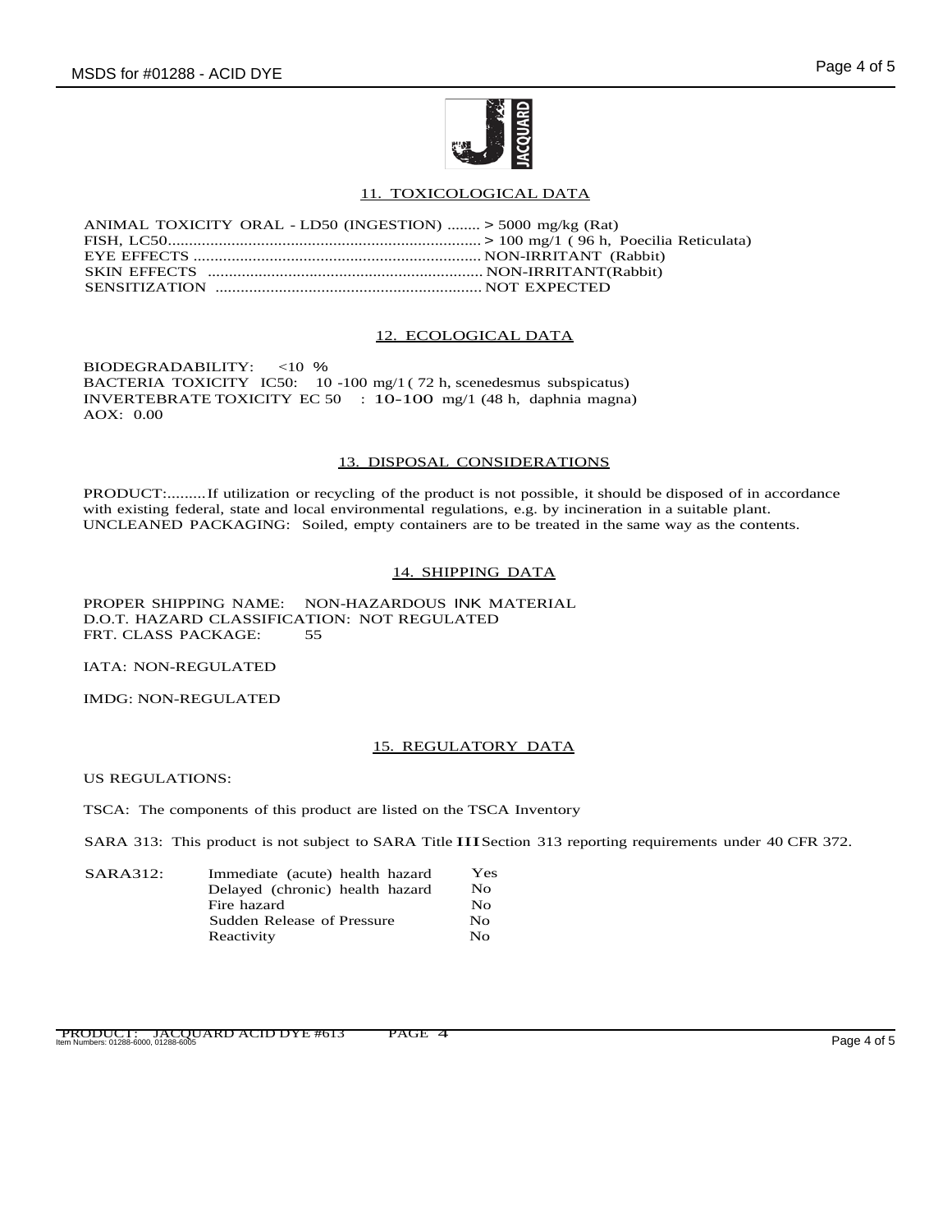## 11. TOXICOLOGICAL DATA

ANIMAL TOXICITY ORAL - LD50 (INGESTION) ........ > 5000 mg/kg (Rat)
FISH, LC50.......................................................................... > 100 mg/1 ( 96 h, Poecilia Reticulata)
EYE EFFECTS ................................................................... NON-IRRITANT (Rabbit)
SKIN EFFECTS ................................................................. NON-IRRITANT(Rabbit)
SENSITIZATION .............................................................. NOT EXPECTED

## 12. ECOLOGICAL DATA

BIODEGRADABILITY: <10 %
BACTERIA TOXICITY IC50: 10 -100 mg/1 ( 72 h, scenedesmus subspicatus)
INVERTEBRATE TOXICITY EC 50 : 10-100 mg/1 (48 h, daphnia magna)
AOX: 0.00

## 13. DISPOSAL CONSIDERATIONS

PRODUCT:.........If utilization or recycling of the product is not possible, it should be disposed of in accordance with existing federal, state and local environmental regulations, e.g. by incineration in a suitable plant.
UNCLEANED PACKAGING: Soiled, empty containers are to be treated in the same way as the contents.

## 14. SHIPPING DATA

PROPER SHIPPING NAME: NON-HAZARDOUS INK MATERIAL
D.O.T. HAZARD CLASSIFICATION: NOT REGULATED
FRT. CLASS PACKAGE: 55

IATA: NON-REGULATED

IMDG: NON-REGULATED

## 15. REGULATORY DATA

US REGULATIONS:

TSCA: The components of this product are listed on the TSCA Inventory

SARA 313: This product is not subject to SARA Title III Section 313 reporting requirements under 40 CFR 372.

| SARA312: | | |
|---|---|---|
| | Immediate (acute) health hazard | Yes |
| | Delayed (chronic) health hazard | No |
| | Fire hazard | No |
| | Sudden Release of Pressure | No |
| | Reactivity | No |

PRODUCT: JACQUARD ACID DYE #613 PAGE 4
Item Numbers: 01288-6000, 01288-6005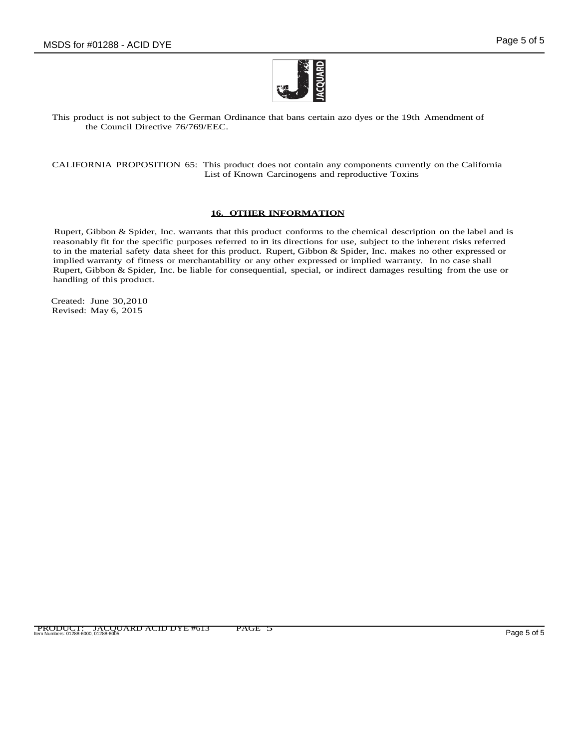This product is not subject to the German Ordinance that bans certain azo dyes or the 19th Amendment of the Council Directive 76/769/EEC.

CALIFORNIA PROPOSITION 65: This product does not contain any components currently on the California List of Known Carcinogens and reproductive Toxins

## 16. OTHER INFORMATION

Rupert, Gibbon & Spider, Inc. warrants that this product conforms to the chemical description on the label and is reasonably fit for the specific purposes referred to in its directions for use, subject to the inherent risks referred to in the material safety data sheet for this product. Rupert, Gibbon & Spider, Inc. makes no other expressed or implied warranty of fitness or merchantability or any other expressed or implied warranty. In no case shall Rupert, Gibbon & Spider, Inc. be liable for consequential, special, or indirect damages resulting from the use or handling of this product.

Created: June 30,2010
Revised: May 6, 2015